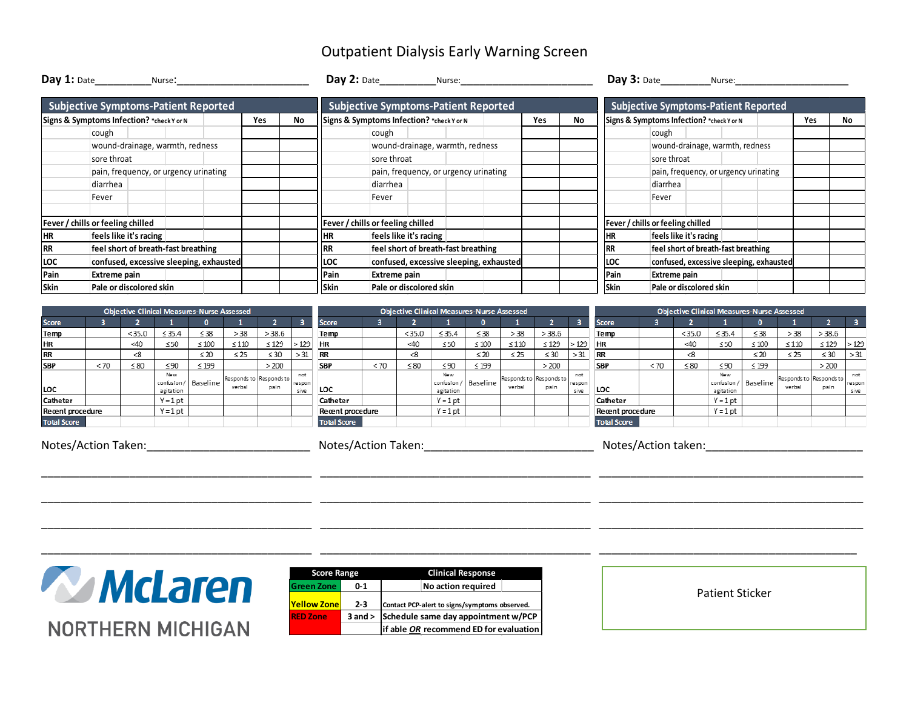# Outpatient Dialysis Early Warning Screen

**Day 1:** Date__________ Nurse:________________________

**Day 2:** Date__________ Nurse:________________________

**Day 3:** Date__________ Nurse:________________________

## Subjective Symptoms-Patient Reported

(Repeated for Day 1, Day 2, Day 3)

| Signs & Symptoms Infection? *check Y or N | | Yes | No |
|---|---|---|---|
| | cough | | |
| | wound-drainage, warmth, redness | | |
| | sore throat | | |
| | pain, frequency, or urgency urinating | | |
| | diarrhea | | |
| | Fever | | |
| | | | |
| Fever / chills or feeling chilled | | | |
| HR | feels like it's racing | | |
| RR | feel short of breath-fast breathing | | |
| LOC | confused, excessive sleeping, exhausted | | |
| Pain | Extreme pain | | |
| Skin | Pale or discolored skin | | |

## Objective Clinical Measures-Nurse Assessed

(Repeated for Day 1, Day 2, Day 3)

| Score | 3 | 2 | 1 | 0 | 1 | 2 | 3 |
|---|---|---|---|---|---|---|---|
| Temp | | < 35.0 | ≤ 35.4 | ≤ 38 | > 38 | > 38.6 | |
| HR | | <40 | ≤50 | ≤ 100 | ≤ 110 | ≤ 129 | > 129 |
| RR | | <8 | | ≤ 20 | ≤ 25 | ≤ 30 | > 31 |
| SBP | < 70 | ≤ 80 | ≤90 | ≤ 199 | | > 200 | |
| LOC | | | New confusion / agitation | Baseline | Responds to verbal | Responds to pain | not responsive |
| Catheter | | | Y = 1 pt | | | | |
| Recent procedure | | | Y = 1 pt | | | | |
| Total Score | | | | | | | |

Notes/Action Taken:________________________

________________________________________

________________________________________

________________________________________

________________________________________

(Repeated for Day 1, Day 2, Day 3)

McLaren NORTHERN MICHIGAN

| Score Range | | Clinical Response |
|---|---|---|
| Green Zone | 0-1 | No action required |
| Yellow Zone | 2-3 | Contact PCP-alert to signs/symptoms observed. |
| RED Zone | 3 and > | Schedule same day appointment w/PCP if able *OR* recommend ED for evaluation |

Patient Sticker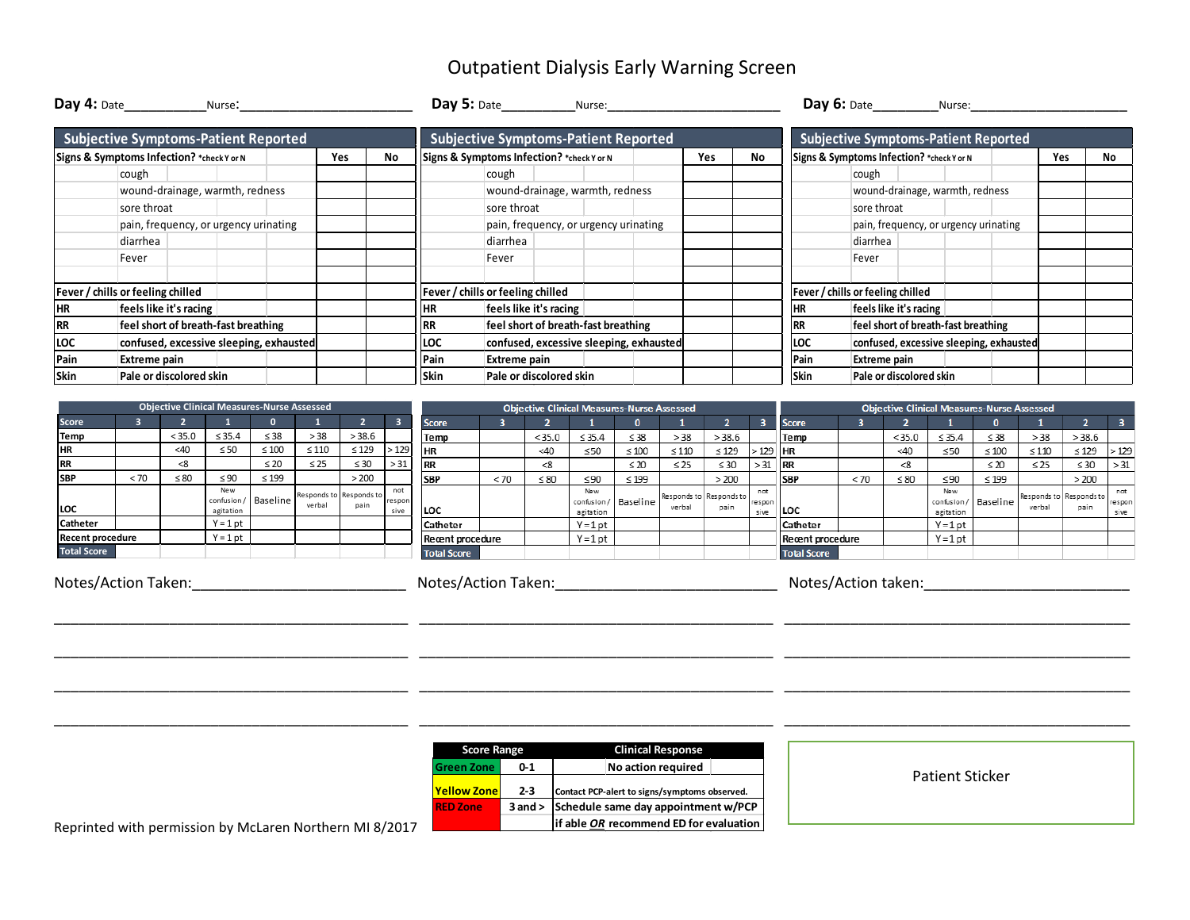# Outpatient Dialysis Early Warning Screen

**Day 4:** Date____________Nurse:________________________

### Subjective Symptoms-Patient Reported

| Signs & Symptoms Infection? *check Y or N | | Yes | No |
|---|---|---|---|
| | cough | | |
| | wound-drainage, warmth, redness | | |
| | sore throat | | |
| | pain, frequency, or urgency urinating | | |
| | diarrhea | | |
| | Fever | | |
| | | | |
| **Fever / chills or feeling chilled** | | | |
| **HR** | **feels like it's racing** | | |
| **RR** | **feel short of breath-fast breathing** | | |
| **LOC** | **confused, excessive sleeping, exhausted** | | |
| **Pain** | **Extreme pain** | | |
| **Skin** | **Pale or discolored skin** | | |

### Objective Clinical Measures-Nurse Assessed

| Score | 3 | 2 | 1 | 0 | 1 | 2 | 3 |
|---|---|---|---|---|---|---|---|
| Temp | | < 35.0 | ≤ 35.4 | ≤ 38 | > 38 | > 38.6 | |
| HR | | <40 | ≤ 50 | ≤ 100 | ≤ 110 | ≤ 129 | > 129 |
| RR | | <8 | | ≤ 20 | ≤ 25 | ≤ 30 | > 31 |
| SBP | < 70 | ≤ 80 | ≤ 90 | ≤ 199 | | > 200 | |
| LOC | | | New confusion / agitation | Baseline | Responds to verbal | Responds to pain | not responsive |
| Catheter | | | Y = 1 pt | | | | |
| Recent procedure | | | Y = 1 pt | | | | |
| Total Score | | | | | | | |

Notes/Action Taken:__________________________

______________________________________________

______________________________________________

______________________________________________

______________________________________________

**Day 5:** Date___________Nurse:_________________________

### Subjective Symptoms-Patient Reported

| Signs & Symptoms Infection? *check Y or N | | Yes | No |
|---|---|---|---|
| | cough | | |
| | wound-drainage, warmth, redness | | |
| | sore throat | | |
| | pain, frequency, or urgency urinating | | |
| | diarrhea | | |
| | Fever | | |
| | | | |
| **Fever / chills or feeling chilled** | | | |
| **HR** | **feels like it's racing** | | |
| **RR** | **feel short of breath-fast breathing** | | |
| **LOC** | **confused, excessive sleeping, exhausted** | | |
| **Pain** | **Extreme pain** | | |
| **Skin** | **Pale or discolored skin** | | |

### Objective Clinical Measures-Nurse Assessed

| Score | 3 | 2 | 1 | 0 | 1 | 2 | 3 |
|---|---|---|---|---|---|---|---|
| Temp | | < 35.0 | ≤ 35.4 | ≤ 38 | > 38 | > 38.6 | |
| HR | | <40 | ≤50 | ≤ 100 | ≤ 110 | ≤ 129 | > 129 |
| RR | | <8 | | ≤ 20 | ≤ 25 | ≤ 30 | > 31 |
| SBP | < 70 | ≤ 80 | ≤90 | ≤ 199 | | > 200 | |
| LOC | | | New confusion / agitation | Baseline | Responds to verbal | Responds to pain | not responsive |
| Catheter | | | Y = 1 pt | | | | |
| Recent procedure | | | Y = 1 pt | | | | |
| Total Score | | | | | | | |

Notes/Action Taken:__________________________

______________________________________________

______________________________________________

______________________________________________

______________________________________________

**Day 6:** Date__________Nurse:_______________________

### Subjective Symptoms-Patient Reported

| Signs & Symptoms Infection? *check Y or N | | Yes | No |
|---|---|---|---|
| | cough | | |
| | wound-drainage, warmth, redness | | |
| | sore throat | | |
| | pain, frequency, or urgency urinating | | |
| | diarrhea | | |
| | Fever | | |
| | | | |
| **Fever / chills or feeling chilled** | | | |
| **HR** | **feels like it's racing** | | |
| **RR** | **feel short of breath-fast breathing** | | |
| **LOC** | **confused, excessive sleeping, exhausted** | | |
| **Pain** | **Extreme pain** | | |
| **Skin** | **Pale or discolored skin** | | |

### Objective Clinical Measures-Nurse Assessed

| Score | 3 | 2 | 1 | 0 | 1 | 2 | 3 |
|---|---|---|---|---|---|---|---|
| Temp | | < 35.0 | ≤ 35.4 | ≤ 38 | > 38 | > 38.6 | |
| HR | | <40 | ≤50 | ≤ 100 | ≤ 110 | ≤ 129 | > 129 |
| RR | | <8 | | ≤ 20 | ≤ 25 | ≤ 30 | > 31 |
| SBP | < 70 | ≤ 80 | ≤90 | ≤ 199 | | > 200 | |
| LOC | | | New confusion / agitation | Baseline | Responds to verbal | Responds to pain | not responsive |
| Catheter | | | Y = 1 pt | | | | |
| Recent procedure | | | Y = 1 pt | | | | |
| Total Score | | | | | | | |

Notes/Action taken:_________________________

______________________________________________

______________________________________________

______________________________________________

______________________________________________

| Score Range | | Clinical Response |
|---|---|---|
| Green Zone | 0-1 | No action required |
| Yellow Zone | 2-3 | Contact PCP-alert to signs/symptoms observed. |
| RED Zone | 3 and > | Schedule same day appointment w/PCP if able ***OR*** recommend ED for evaluation |

Patient Sticker

Reprinted with permission by McLaren Northern MI 8/2017